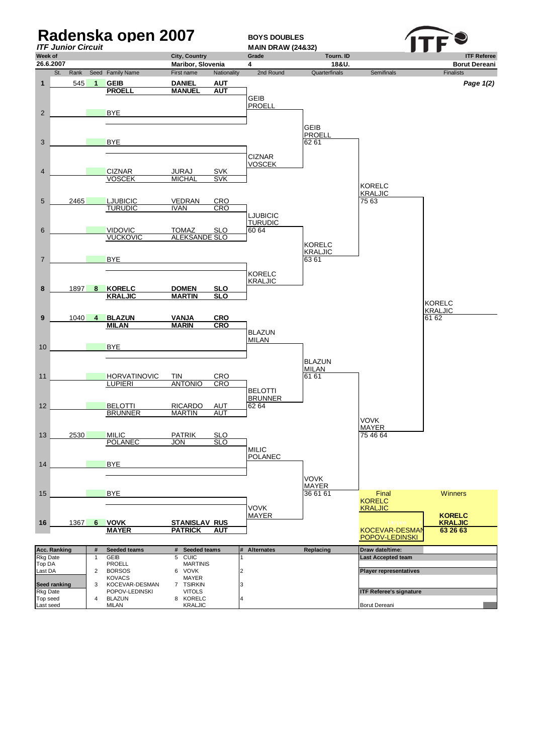# Radenska open 2007

***ITF Junior Circuit***

**BOYS DOUBLES**
**MAIN DRAW (24&32)**

| Week of | City, Country | Grade | Tourn. ID | ITF Referee |
|---|---|---|---|---|
| 26.6.2007 | Maribor, Slovenia | 4 | 18&U. | Borut Dereani |

| # | St. | Rank | Seed | Family Name | First name | Nationality | 2nd Round | Quarterfinals | Semifinals | Finalists |
|---|---|---|---|---|---|---|---|---|---|---|
| 1 | | 545 | 1 | **GEIB** / **PROELL** | **DANIEL** / **MANUEL** | **AUT** / **AUT** | GEIB / PROELL | GEIB / PROELL 62 61 | KORELC / KRALJIC 75 63 | KORELC / KRALJIC 61 62 |
| 2 | | | | BYE | | | | | | |
| 3 | | | | BYE | | | CIZNAR / VOSCEK | | | |
| 4 | | | | CIZNAR / VOSCEK | JURAJ / MICHAL | SVK / SVK | | | | |
| 5 | | 2465 | | LJUBICIC / TURUDIC | VEDRAN / IVAN | CRO / CRO | LJUBICIC / TURUDIC 60 64 | KORELC / KRALJIC 63 61 | | |
| 6 | | | | VIDOVIC / VUCKOVIC | TOMAZ / ALEKSANDE | SLO / SLO | | | | |
| 7 | | | | BYE | | | KORELC / KRALJIC | | | |
| 8 | | 1897 | 8 | **KORELC** / **KRALJIC** | **DOMEN** / **MARTIN** | **SLO** / **SLO** | | | | |
| 9 | | 1040 | 4 | **BLAZUN** / **MILAN** | **VANJA** / **MARIN** | **CRO** / **CRO** | BLAZUN / MILAN | BLAZUN / MILAN 61 61 | VOVK / MAYER 75 46 64 | |
| 10 | | | | BYE | | | | | | |
| 11 | | | | HORVATINOVIC / LUPIERI | TIN / ANTONIO | CRO / CRO | BELOTTI / BRUNNER 62 64 | | | |
| 12 | | | | BELOTTI / BRUNNER | RICARDO / MARTIN | AUT / AUT | | | | |
| 13 | | 2530 | | MILIC / POLANEC | PATRIK / JON | SLO / SLO | MILIC / POLANEC | VOVK / MAYER 36 61 61 | | |
| 14 | | | | BYE | | | | | | |
| 15 | | | | BYE | | | VOVK / MAYER | | | |
| 16 | | 1367 | 6 | **VOVK** / **MAYER** | **STANISLAV** / **PATRICK** | **RUS** / **AUT** | | | | |

| Final | Winners |
|---|---|
| KORELC / KRALJIC | **KORELC** / **KRALJIC** |
| KOCEVAR-DESMAN / POPOV-LEDINSKI | **63 26 63** |

| Acc. Ranking | # | Seeded teams | # | Seeded teams | # | Alternates | Replacing | Draw date/time: |
|---|---|---|---|---|---|---|---|---|
| Rkg Date | 1 | GEIB / PROELL | 5 | CUIC / MARTINIS | 1 | | | Last Accepted team |
| Top DA | | | | | | | | |
| Last DA | 2 | BORSOS / KOVACS | 6 | VOVK / MAYER | 2 | | | Player representatives |
| **Seed ranking** | 3 | KOCEVAR-DESMAN / POPOV-LEDINSKI | 7 | TSIRKIN / VITOLS | 3 | | | |
| Rkg Date | | | | | | | | ITF Referee's signature |
| Top seed | 4 | BLAZUN / MILAN | 8 | KORELC / KRALJIC | 4 | | | |
| Last seed | | | | | | | | Borut Dereani |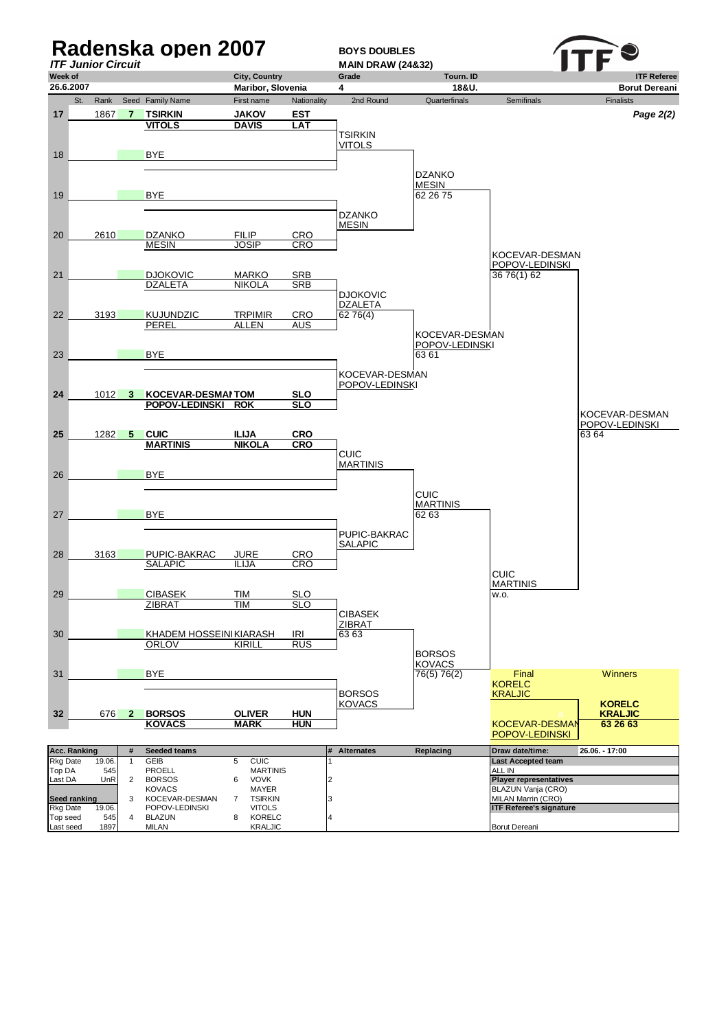# Radenska open 2007

***ITF Junior Circuit***

**BOYS DOUBLES**

**MAIN DRAW (24&32)**

| Week of | City, Country | Grade | Tourn. ID | ITF Referee |
|---|---|---|---|---|
| 26.6.2007 | Maribor, Slovenia | 4 | 18&U. | Borut Dereani |

***Page 2(2)***

| St. | Rank | Seed | Family Name | First name | Nationality | 2nd Round | Quarterfinals | Semifinals | Finalists |
|---|---|---|---|---|---|---|---|---|---|
| 17 | 1867 | 7 | **TSIRKIN** / **VITOLS** | **JAKOV** / **DAVIS** | **EST** / **LAT** | TSIRKIN / VITOLS | | | |
| 18 | | | BYE | | | | DZANKO / MESIN 62 26 75 | | |
| 19 | | | BYE | | | DZANKO / MESIN | | | |
| 20 | 2610 | | DZANKO / MESIN | FILIP / JOSIP | CRO / CRO | | | KOCEVAR-DESMAN / POPOV-LEDINSKI 36 76(1) 62 | |
| 21 | | | DJOKOVIC / DZALETA | MARKO / NIKOLA | SRB / SRB | DJOKOVIC / DZALETA 62 76(4) | | | |
| 22 | 3193 | | KUJUNDZIC / PEREL | TRPIMIR / ALLEN | CRO / AUS | | KOCEVAR-DESMAN / POPOV-LEDINSKI 63 61 | | |
| 23 | | | BYE | | | KOCEVAR-DESMAN / POPOV-LEDINSKI | | | |
| 24 | 1012 | 3 | **KOCEVAR-DESMAN** / **POPOV-LEDINSKI** | **TOM** / **ROK** | **SLO** / **SLO** | | | | KOCEVAR-DESMAN / POPOV-LEDINSKI 63 64 |
| 25 | 1282 | 5 | **CUIC** / **MARTINIS** | **ILIJA** / **NIKOLA** | **CRO** / **CRO** | CUIC / MARTINIS | | | |
| 26 | | | BYE | | | | CUIC / MARTINIS 62 63 | | |
| 27 | | | BYE | | | PUPIC-BAKRAC / SALAPIC | | | |
| 28 | 3163 | | PUPIC-BAKRAC / SALAPIC | JURE / ILIJA | CRO / CRO | | | CUIC / MARTINIS w.o. | |
| 29 | | | CIBASEK / ZIBRAT | TIM / TIM | SLO / SLO | CIBASEK / ZIBRAT 63 63 | | | |
| 30 | | | KHADEM HOSSEINI / ORLOV | KIARASH / KIRILL | IRI / RUS | | BORSOS / KOVACS 76(5) 76(2) | | |
| 31 | | | BYE | | | BORSOS / KOVACS | | | |
| 32 | 676 | 2 | **BORSOS** / **KOVACS** | **OLIVER** / **MARK** | **HUN** / **HUN** | | | | |

Final: KORELC / KRALJIC vs KOCEVAR-DESMAN / POPOV-LEDINSKI

Winners: **KORELC / KRALJIC 63 26 63**

| Acc. Ranking | | # | Seeded teams | # | | # | Alternates | Replacing | Draw date/time: | 26.06. - 17:00 |
|---|---|---|---|---|---|---|---|---|---|---|
| Rkg Date | 19.06. | 1 | GEIB / PROELL | 5 | CUIC / MARTINIS | 1 | | | Last Accepted team | |
| Top DA | 545 | | | | | | | | ALL IN | |
| Last DA | UnR | 2 | BORSOS / KOVACS | 6 | VOVK / MAYER | 2 | | | Player representatives | |
| Seed ranking | | 3 | KOCEVAR-DESMAN / POPOV-LEDINSKI | 7 | TSIRKIN / VITOLS | 3 | | | BLAZUN Vanja (CRO) / MILAN Marrin (CRO) | |
| Rkg Date | 19.06. | | | | | | | | ITF Referee's signature | |
| Top seed | 545 | 4 | BLAZUN / MILAN | 8 | KORELC / KRALJIC | 4 | | | | |
| Last seed | 1897 | | | | | | | | Borut Dereani | |